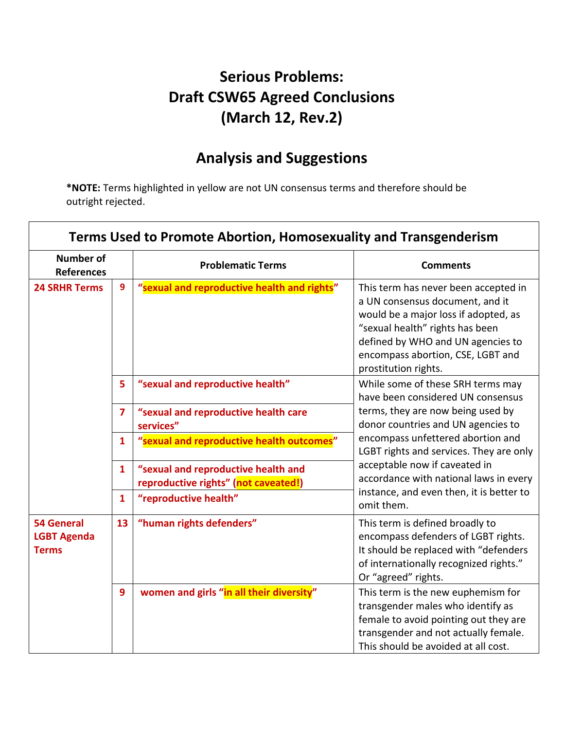# Serious Problems: Draft CSW65 Agreed Conclusions (March 12, Rev.2)

## Analysis and Suggestions

***NOTE:** Terms highlighted in yellow are not UN consensus terms and therefore should be outright rejected.

| Terms Used to Promote Abortion, Homosexuality and Transgenderism | | | |
|---|---|---|---|
| **Number of References** | | **Problematic Terms** | **Comments** |
| **24 SRHR Terms** | **9** | **"sexual and reproductive health and rights"** | This term has never been accepted in a UN consensus document, and it would be a major loss if adopted, as "sexual health" rights has been defined by WHO and UN agencies to encompass abortion, CSE, LGBT and prostitution rights. |
| | **5** | **"sexual and reproductive health"** | While some of these SRH terms may have been considered UN consensus terms, they are now being used by donor countries and UN agencies to encompass unfettered abortion and LGBT rights and services. They are only acceptable now if caveated in accordance with national laws in every instance, and even then, it is better to omit them. |
| | **7** | **"sexual and reproductive health care services"** | |
| | **1** | **"sexual and reproductive health outcomes"** | |
| | **1** | **"sexual and reproductive health and reproductive rights" (not caveated!)** | |
| | **1** | **"reproductive health"** | |
| **54 General LGBT Agenda Terms** | **13** | **"human rights defenders"** | This term is defined broadly to encompass defenders of LGBT rights. It should be replaced with "defenders of internationally recognized rights." Or "agreed" rights. |
| | **9** | **women and girls "in all their diversity"** | This term is the new euphemism for transgender males who identify as female to avoid pointing out they are transgender and not actually female. This should be avoided at all cost. |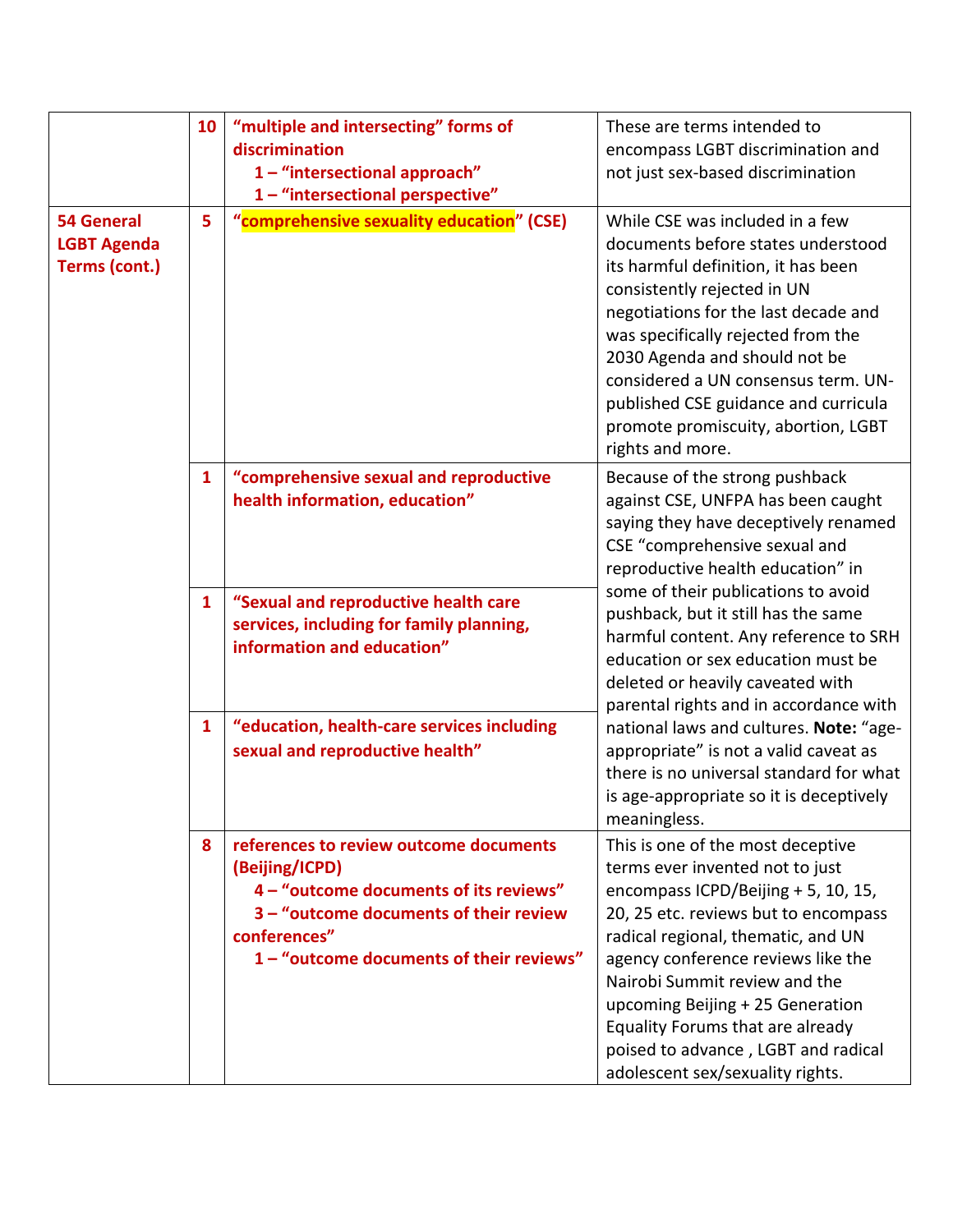| | | | |
|---|---|---|---|
| | 10 | **"multiple and intersecting" forms of discrimination**<br>**1 – "intersectional approach"**<br>**1 – "intersectional perspective"** | These are terms intended to encompass LGBT discrimination and not just sex-based discrimination |
| **54 General LGBT Agenda Terms (cont.)** | 5 | **"comprehensive sexuality education" (CSE)** | While CSE was included in a few documents before states understood its harmful definition, it has been consistently rejected in UN negotiations for the last decade and was specifically rejected from the 2030 Agenda and should not be considered a UN consensus term. UN-published CSE guidance and curricula promote promiscuity, abortion, LGBT rights and more. |
| | 1 | **"comprehensive sexual and reproductive health information, education"** | Because of the strong pushback against CSE, UNFPA has been caught saying they have deceptively renamed CSE "comprehensive sexual and reproductive health education" in some of their publications to avoid pushback, but it still has the same harmful content. Any reference to SRH education or sex education must be deleted or heavily caveated with parental rights and in accordance with national laws and cultures. **Note:** "age-appropriate" is not a valid caveat as there is no universal standard for what is age-appropriate so it is deceptively meaningless. |
| | 1 | **"Sexual and reproductive health care services, including for family planning, information and education"** | |
| | 1 | **"education, health-care services including sexual and reproductive health"** | |
| | 8 | **references to review outcome documents (Beijing/ICPD)**<br>**4 – "outcome documents of its reviews"**<br>**3 – "outcome documents of their review conferences"**<br>**1 – "outcome documents of their reviews"** | This is one of the most deceptive terms ever invented not to just encompass ICPD/Beijing + 5, 10, 15, 20, 25 etc. reviews but to encompass radical regional, thematic, and UN agency conference reviews like the Nairobi Summit review and the upcoming Beijing + 25 Generation Equality Forums that are already poised to advance , LGBT and radical adolescent sex/sexuality rights. |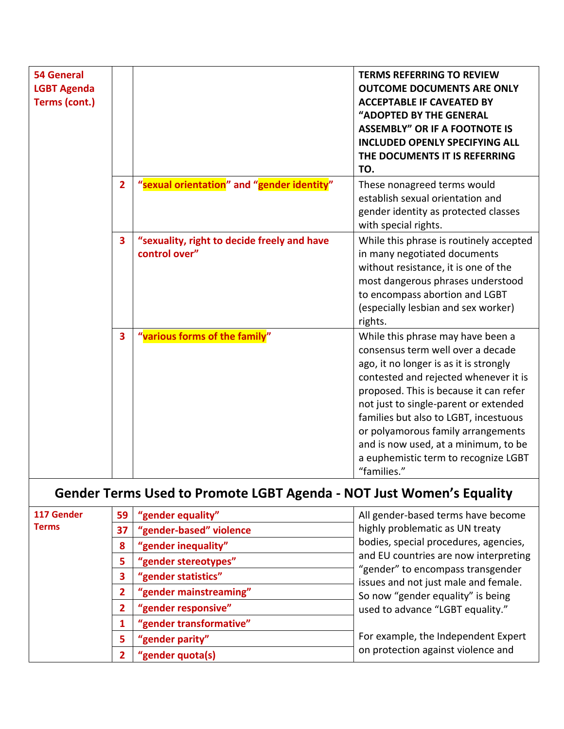| | | | |
|---|---|---|---|
| **54 General LGBT Agenda Terms (cont.)** | | | **TERMS REFERRING TO REVIEW OUTCOME DOCUMENTS ARE ONLY ACCEPTABLE IF CAVEATED BY "ADOPTED BY THE GENERAL ASSEMBLY" OR IF A FOOTNOTE IS INCLUDED OPENLY SPECIFYING ALL THE DOCUMENTS IT IS REFERRING TO.** |
| | **2** | **"sexual orientation" and "gender identity"** | These nonagreed terms would establish sexual orientation and gender identity as protected classes with special rights. |
| | **3** | **"sexuality, right to decide freely and have control over"** | While this phrase is routinely accepted in many negotiated documents without resistance, it is one of the most dangerous phrases understood to encompass abortion and LGBT (especially lesbian and sex worker) rights. |
| | **3** | **"various forms of the family"** | While this phrase may have been a consensus term well over a decade ago, it no longer is as it is strongly contested and rejected whenever it is proposed. This is because it can refer not just to single-parent or extended families but also to LGBT, incestuous or polyamorous family arrangements and is now used, at a minimum, to be a euphemistic term to recognize LGBT "families." |

## Gender Terms Used to Promote LGBT Agenda - NOT Just Women's Equality

| | | | |
|---|---|---|---|
| **117 Gender Terms** | **59** | **"gender equality"** | All gender-based terms have become highly problematic as UN treaty bodies, special procedures, agencies, and EU countries are now interpreting "gender" to encompass transgender issues and not just male and female. So now "gender equality" is being used to advance "LGBT equality." For example, the Independent Expert on protection against violence and |
| | **37** | **"gender-based" violence** | |
| | **8** | **"gender inequality"** | |
| | **5** | **"gender stereotypes"** | |
| | **3** | **"gender statistics"** | |
| | **2** | **"gender mainstreaming"** | |
| | **2** | **"gender responsive"** | |
| | **1** | **"gender transformative"** | |
| | **5** | **"gender parity"** | |
| | **2** | **"gender quota(s)"** | |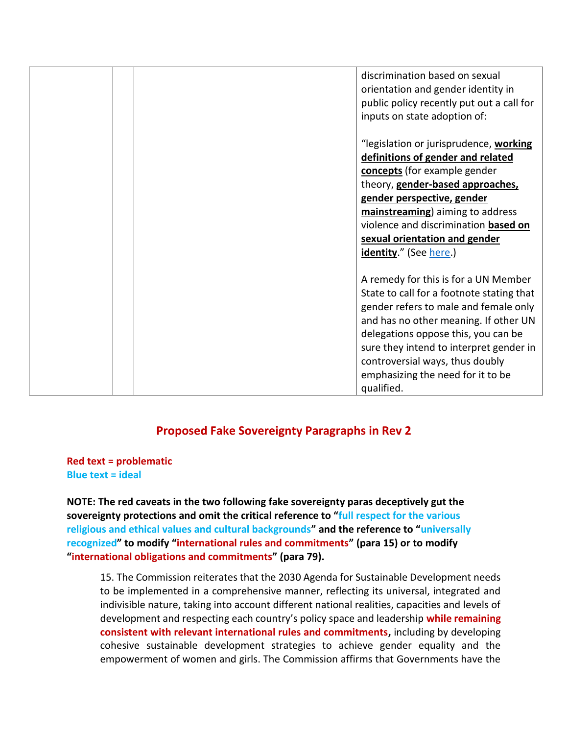| | | | discrimination based on sexual orientation and gender identity in public policy recently put out a call for inputs on state adoption of:<br><br>"legislation or jurisprudence, **<u>working definitions of gender and related concepts</u>** (for example gender theory, **<u>gender-based approaches, gender perspective, gender mainstreaming</u>**) aiming to address violence and discrimination **<u>based on sexual orientation and gender identity</u>**." (See [here](#).)<br><br>A remedy for this is for a UN Member State to call for a footnote stating that gender refers to male and female only and has no other meaning. If other UN delegations oppose this, you can be sure they intend to interpret gender in controversial ways, thus doubly emphasizing the need for it to be qualified. |
|---|---|---|---|

## Proposed Fake Sovereignty Paragraphs in Rev 2

**Red text = problematic**
**Blue text = ideal**

**NOTE: The red caveats in the two following fake sovereignty paras deceptively gut the sovereignty protections and omit the critical reference to "full respect for the various religious and ethical values and cultural backgrounds" and the reference to "universally recognized" to modify "international rules and commitments" (para 15) or to modify "international obligations and commitments" (para 79).**

> 15. The Commission reiterates that the 2030 Agenda for Sustainable Development needs to be implemented in a comprehensive manner, reflecting its universal, integrated and indivisible nature, taking into account different national realities, capacities and levels of development and respecting each country's policy space and leadership **while remaining consistent with relevant international rules and commitments,** including by developing cohesive sustainable development strategies to achieve gender equality and the empowerment of women and girls. The Commission affirms that Governments have the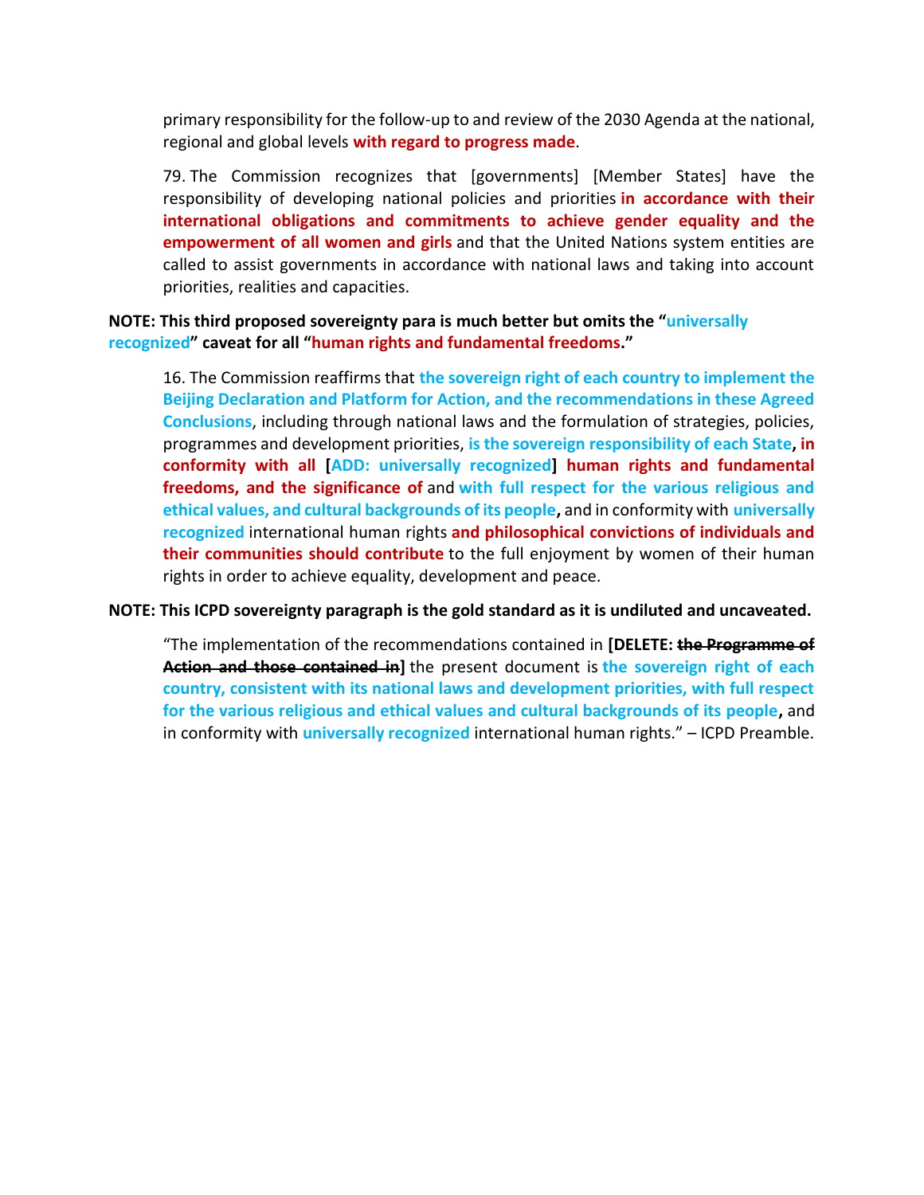primary responsibility for the follow-up to and review of the 2030 Agenda at the national, regional and global levels **with regard to progress made**.

79. The Commission recognizes that [governments] [Member States] have the responsibility of developing national policies and priorities **in accordance with their international obligations and commitments to achieve gender equality and the empowerment of all women and girls** and that the United Nations system entities are called to assist governments in accordance with national laws and taking into account priorities, realities and capacities.

**NOTE: This third proposed sovereignty para is much better but omits the "universally recognized" caveat for all "human rights and fundamental freedoms."**

16. The Commission reaffirms that **the sovereign right of each country to implement the Beijing Declaration and Platform for Action, and the recommendations in these Agreed Conclusions**, including through national laws and the formulation of strategies, policies, programmes and development priorities, **is the sovereign responsibility of each State, in conformity with all [ADD: universally recognized] human rights and fundamental freedoms, and the significance of** and **with full respect for the various religious and ethical values, and cultural backgrounds of its people,** and in conformity with **universally recognized** international human rights **and philosophical convictions of individuals and their communities should contribute** to the full enjoyment by women of their human rights in order to achieve equality, development and peace.

**NOTE: This ICPD sovereignty paragraph is the gold standard as it is undiluted and uncaveated.**

"The implementation of the recommendations contained in **[DELETE: ~~the Programme of Action and those contained in~~]** the present document is **the sovereign right of each country, consistent with its national laws and development priorities, with full respect for the various religious and ethical values and cultural backgrounds of its people,** and in conformity with **universally recognized** international human rights." – ICPD Preamble.